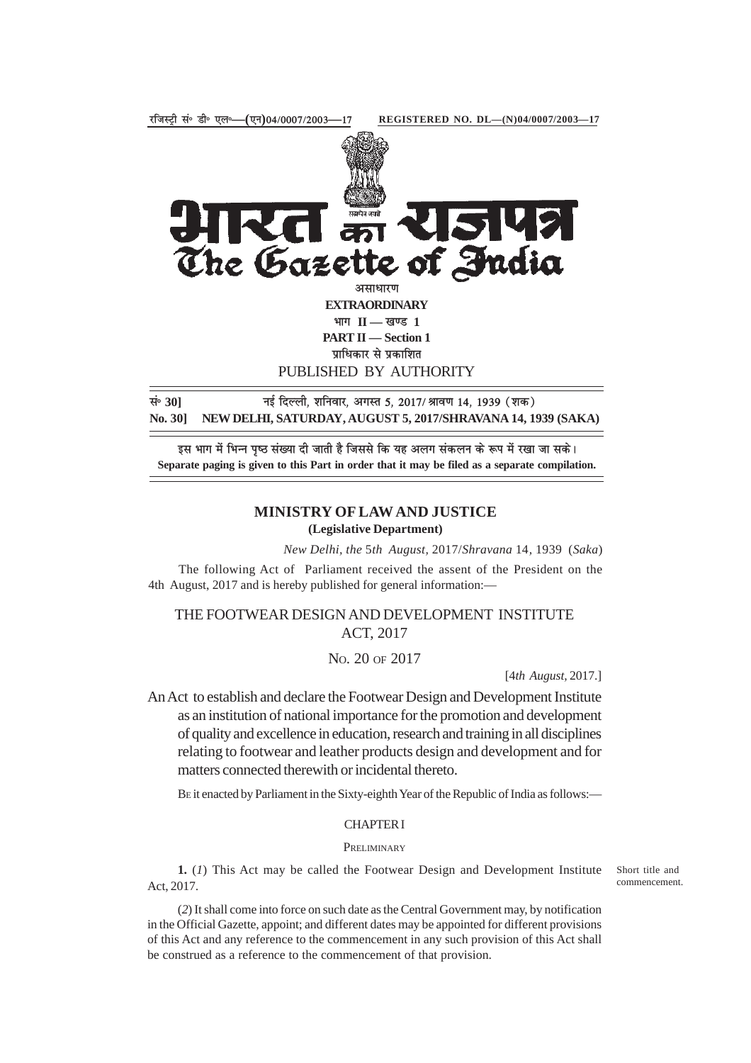रजिस्ट्री सं॰ डी॰ एल॰—(एन)04/0007/2003—17 **REGISTERED NO. DL—(N)04/0007/2003—17**

# भारत का राजपत्र
# The Gazette of India

असाधारण

**EXTRAORDINARY**

भाग II — खण्ड 1

**PART II — Section 1**

प्राधिकार से प्रकाशित

PUBLISHED BY AUTHORITY

सं॰ 30] नई दिल्ली, शनिवार, अगस्त 5, 2017/ श्रावण 14, 1939 (शक)

**No. 30] NEW DELHI, SATURDAY, AUGUST 5, 2017/SHRAVANA 14, 1939 (SAKA)**

इस भाग में भिन्न पृष्ठ संख्या दी जाती है जिससे कि यह अलग संकलन के रूप में रखा जा सके।

**Separate paging is given to this Part in order that it may be filed as a separate compilation.**

## MINISTRY OF LAW AND JUSTICE
**(Legislative Department)**

*New Delhi, the* 5*th August,* 2017/*Shravana* 14, 1939 (*Saka*)

The following Act of Parliament received the assent of the President on the 4th August, 2017 and is hereby published for general information:—

# THE FOOTWEAR DESIGN AND DEVELOPMENT INSTITUTE ACT, 2017

No. 20 of 2017

[4*th August,* 2017.]

An Act to establish and declare the Footwear Design and Development Institute as an institution of national importance for the promotion and development of quality and excellence in education, research and training in all disciplines relating to footwear and leather products design and development and for matters connected therewith or incidental thereto.

Be it enacted by Parliament in the Sixty-eighth Year of the Republic of India as follows:—

## CHAPTER I

### Preliminary

Short title and commencement.

**1.** (*1*) This Act may be called the Footwear Design and Development Institute Act, 2017.

(*2*) It shall come into force on such date as the Central Government may, by notification in the Official Gazette, appoint; and different dates may be appointed for different provisions of this Act and any reference to the commencement in any such provision of this Act shall be construed as a reference to the commencement of that provision.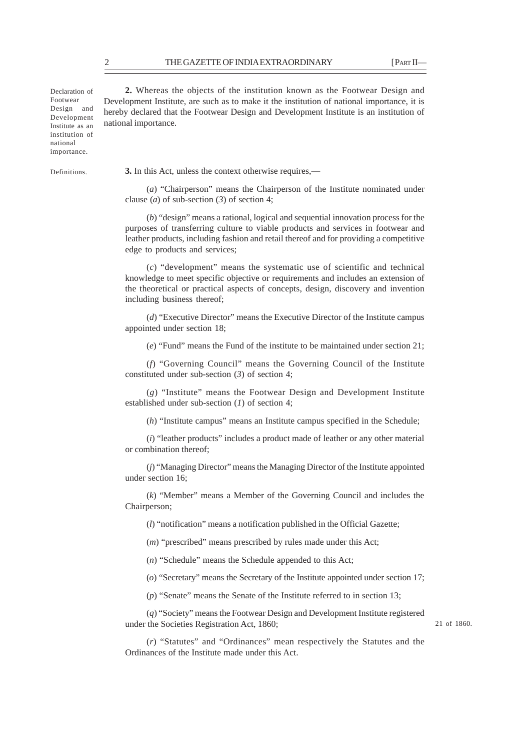Declaration of Footwear Design and Development Institute as an institution of national importance.

**2.** Whereas the objects of the institution known as the Footwear Design and Development Institute, are such as to make it the institution of national importance, it is hereby declared that the Footwear Design and Development Institute is an institution of national importance.

Definitions.

**3.** In this Act, unless the context otherwise requires,—

(*a*) "Chairperson" means the Chairperson of the Institute nominated under clause (*a*) of sub-section (*3*) of section 4;

(*b*) "design" means a rational, logical and sequential innovation process for the purposes of transferring culture to viable products and services in footwear and leather products, including fashion and retail thereof and for providing a competitive edge to products and services;

(*c*) "development" means the systematic use of scientific and technical knowledge to meet specific objective or requirements and includes an extension of the theoretical or practical aspects of concepts, design, discovery and invention including business thereof;

(*d*) "Executive Director" means the Executive Director of the Institute campus appointed under section 18;

(*e*) "Fund" means the Fund of the institute to be maintained under section 21;

(*f*) "Governing Council" means the Governing Council of the Institute constituted under sub-section (*3*) of section 4;

(*g*) "Institute" means the Footwear Design and Development Institute established under sub-section (*1*) of section 4;

(*h*) "Institute campus" means an Institute campus specified in the Schedule;

(*i*) "leather products" includes a product made of leather or any other material or combination thereof;

(*j*) "Managing Director" means the Managing Director of the Institute appointed under section 16;

(*k*) "Member" means a Member of the Governing Council and includes the Chairperson;

(*l*) "notification" means a notification published in the Official Gazette;

(*m*) "prescribed" means prescribed by rules made under this Act;

(*n*) "Schedule" means the Schedule appended to this Act;

(*o*) "Secretary" means the Secretary of the Institute appointed under section 17;

(*p*) "Senate" means the Senate of the Institute referred to in section 13;

(*q*) "Society" means the Footwear Design and Development Institute registered under the Societies Registration Act, 1860; 21 of 1860.

(*r*) "Statutes" and "Ordinances" mean respectively the Statutes and the Ordinances of the Institute made under this Act.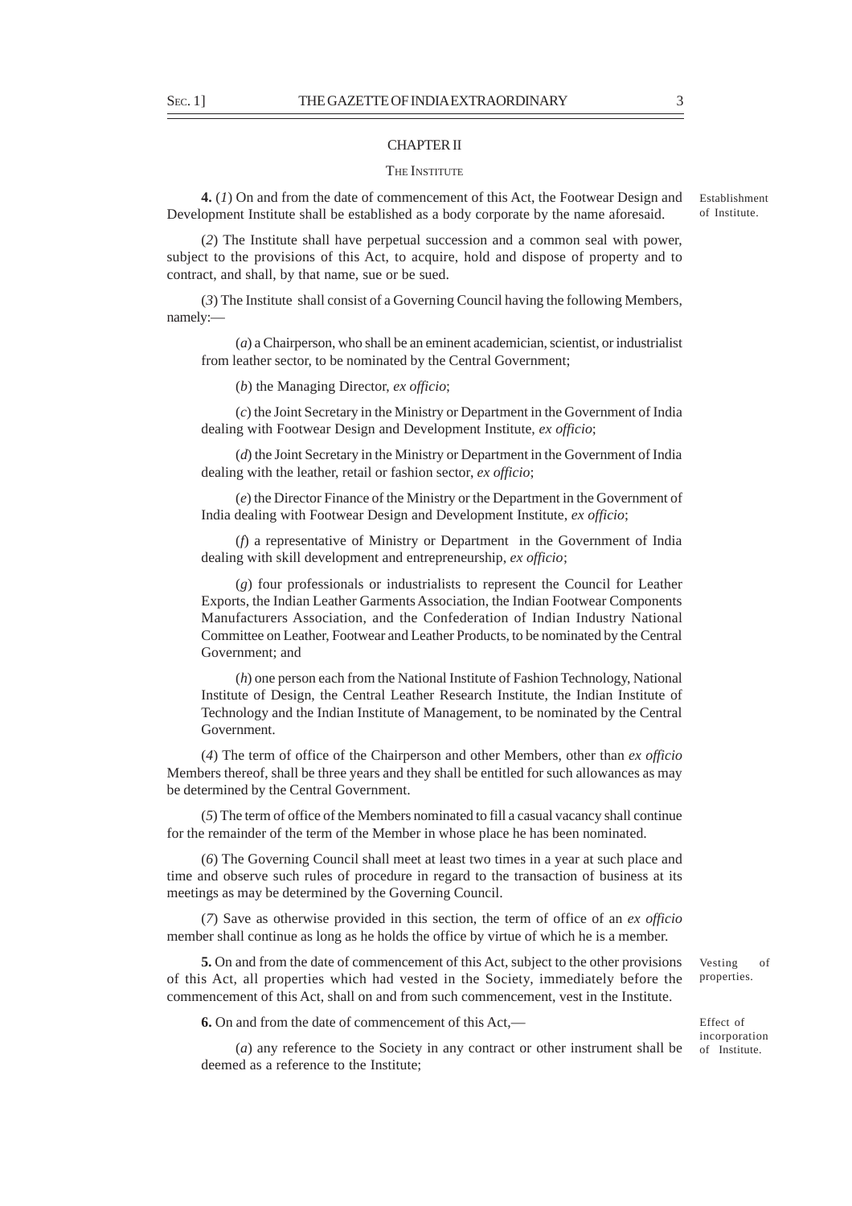## CHAPTER II

### THE INSTITUTE

Establishment of Institute.

**4.** (*1*) On and from the date of commencement of this Act, the Footwear Design and Development Institute shall be established as a body corporate by the name aforesaid.

(*2*) The Institute shall have perpetual succession and a common seal with power, subject to the provisions of this Act, to acquire, hold and dispose of property and to contract, and shall, by that name, sue or be sued.

(*3*) The Institute shall consist of a Governing Council having the following Members, namely:—

(*a*) a Chairperson, who shall be an eminent academician, scientist, or industrialist from leather sector, to be nominated by the Central Government;

(*b*) the Managing Director, *ex officio*;

(*c*) the Joint Secretary in the Ministry or Department in the Government of India dealing with Footwear Design and Development Institute, *ex officio*;

(*d*) the Joint Secretary in the Ministry or Department in the Government of India dealing with the leather, retail or fashion sector, *ex officio*;

(*e*) the Director Finance of the Ministry or the Department in the Government of India dealing with Footwear Design and Development Institute, *ex officio*;

(*f*) a representative of Ministry or Department in the Government of India dealing with skill development and entrepreneurship, *ex officio*;

(*g*) four professionals or industrialists to represent the Council for Leather Exports, the Indian Leather Garments Association, the Indian Footwear Components Manufacturers Association, and the Confederation of Indian Industry National Committee on Leather, Footwear and Leather Products, to be nominated by the Central Government; and

(*h*) one person each from the National Institute of Fashion Technology, National Institute of Design, the Central Leather Research Institute, the Indian Institute of Technology and the Indian Institute of Management, to be nominated by the Central Government.

(*4*) The term of office of the Chairperson and other Members, other than *ex officio* Members thereof, shall be three years and they shall be entitled for such allowances as may be determined by the Central Government.

(*5*) The term of office of the Members nominated to fill a casual vacancy shall continue for the remainder of the term of the Member in whose place he has been nominated.

(*6*) The Governing Council shall meet at least two times in a year at such place and time and observe such rules of procedure in regard to the transaction of business at its meetings as may be determined by the Governing Council.

(*7*) Save as otherwise provided in this section, the term of office of an *ex officio* member shall continue as long as he holds the office by virtue of which he is a member.

Vesting of properties.

**5.** On and from the date of commencement of this Act, subject to the other provisions of this Act, all properties which had vested in the Society, immediately before the commencement of this Act, shall on and from such commencement, vest in the Institute.

Effect of incorporation of Institute.

**6.** On and from the date of commencement of this Act,—

(*a*) any reference to the Society in any contract or other instrument shall be deemed as a reference to the Institute;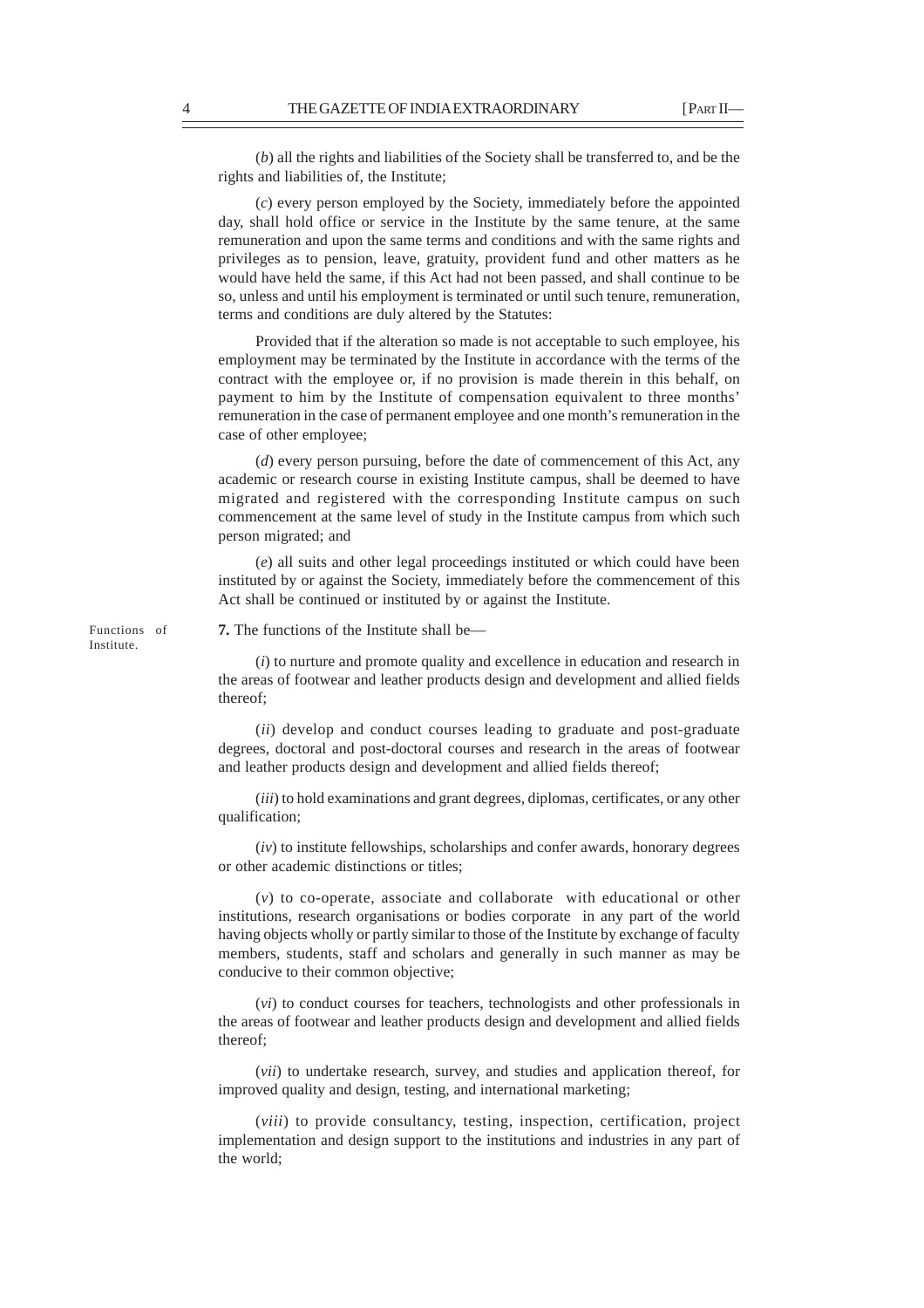(*b*) all the rights and liabilities of the Society shall be transferred to, and be the rights and liabilities of, the Institute;

(*c*) every person employed by the Society, immediately before the appointed day, shall hold office or service in the Institute by the same tenure, at the same remuneration and upon the same terms and conditions and with the same rights and privileges as to pension, leave, gratuity, provident fund and other matters as he would have held the same, if this Act had not been passed, and shall continue to be so, unless and until his employment is terminated or until such tenure, remuneration, terms and conditions are duly altered by the Statutes:

Provided that if the alteration so made is not acceptable to such employee, his employment may be terminated by the Institute in accordance with the terms of the contract with the employee or, if no provision is made therein in this behalf, on payment to him by the Institute of compensation equivalent to three months' remuneration in the case of permanent employee and one month's remuneration in the case of other employee;

(*d*) every person pursuing, before the date of commencement of this Act, any academic or research course in existing Institute campus, shall be deemed to have migrated and registered with the corresponding Institute campus on such commencement at the same level of study in the Institute campus from which such person migrated; and

(*e*) all suits and other legal proceedings instituted or which could have been instituted by or against the Society, immediately before the commencement of this Act shall be continued or instituted by or against the Institute.

Functions of Institute.

**7.** The functions of the Institute shall be—

(*i*) to nurture and promote quality and excellence in education and research in the areas of footwear and leather products design and development and allied fields thereof;

(*ii*) develop and conduct courses leading to graduate and post-graduate degrees, doctoral and post-doctoral courses and research in the areas of footwear and leather products design and development and allied fields thereof;

(*iii*) to hold examinations and grant degrees, diplomas, certificates, or any other qualification;

(*iv*) to institute fellowships, scholarships and confer awards, honorary degrees or other academic distinctions or titles;

(*v*) to co-operate, associate and collaborate with educational or other institutions, research organisations or bodies corporate in any part of the world having objects wholly or partly similar to those of the Institute by exchange of faculty members, students, staff and scholars and generally in such manner as may be conducive to their common objective;

(*vi*) to conduct courses for teachers, technologists and other professionals in the areas of footwear and leather products design and development and allied fields thereof;

(*vii*) to undertake research, survey, and studies and application thereof, for improved quality and design, testing, and international marketing;

(*viii*) to provide consultancy, testing, inspection, certification, project implementation and design support to the institutions and industries in any part of the world;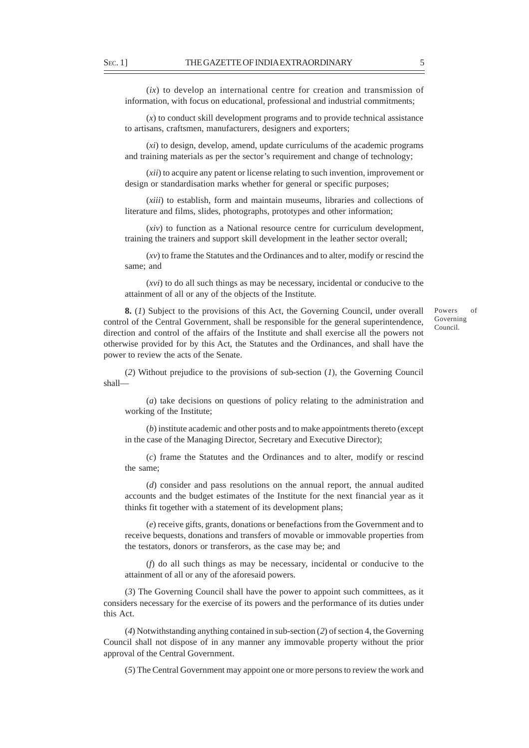(*ix*) to develop an international centre for creation and transmission of information, with focus on educational, professional and industrial commitments;

(*x*) to conduct skill development programs and to provide technical assistance to artisans, craftsmen, manufacturers, designers and exporters;

(*xi*) to design, develop, amend, update curriculums of the academic programs and training materials as per the sector's requirement and change of technology;

(*xii*) to acquire any patent or license relating to such invention, improvement or design or standardisation marks whether for general or specific purposes;

(*xiii*) to establish, form and maintain museums, libraries and collections of literature and films, slides, photographs, prototypes and other information;

(*xiv*) to function as a National resource centre for curriculum development, training the trainers and support skill development in the leather sector overall;

(*xv*) to frame the Statutes and the Ordinances and to alter, modify or rescind the same; and

(*xvi*) to do all such things as may be necessary, incidental or conducive to the attainment of all or any of the objects of the Institute.

Powers of Governing Council.

**8.** (*1*) Subject to the provisions of this Act, the Governing Council, under overall control of the Central Government, shall be responsible for the general superintendence, direction and control of the affairs of the Institute and shall exercise all the powers not otherwise provided for by this Act, the Statutes and the Ordinances, and shall have the power to review the acts of the Senate.

(*2*) Without prejudice to the provisions of sub-section (*1*), the Governing Council shall—

(*a*) take decisions on questions of policy relating to the administration and working of the Institute;

(*b*) institute academic and other posts and to make appointments thereto (except in the case of the Managing Director, Secretary and Executive Director);

(*c*) frame the Statutes and the Ordinances and to alter, modify or rescind the same;

(*d*) consider and pass resolutions on the annual report, the annual audited accounts and the budget estimates of the Institute for the next financial year as it thinks fit together with a statement of its development plans;

(*e*) receive gifts, grants, donations or benefactions from the Government and to receive bequests, donations and transfers of movable or immovable properties from the testators, donors or transferors, as the case may be; and

(*f*) do all such things as may be necessary, incidental or conducive to the attainment of all or any of the aforesaid powers.

(*3*) The Governing Council shall have the power to appoint such committees, as it considers necessary for the exercise of its powers and the performance of its duties under this Act.

(*4*) Notwithstanding anything contained in sub-section (*2*) of section 4, the Governing Council shall not dispose of in any manner any immovable property without the prior approval of the Central Government.

(*5*) The Central Government may appoint one or more persons to review the work and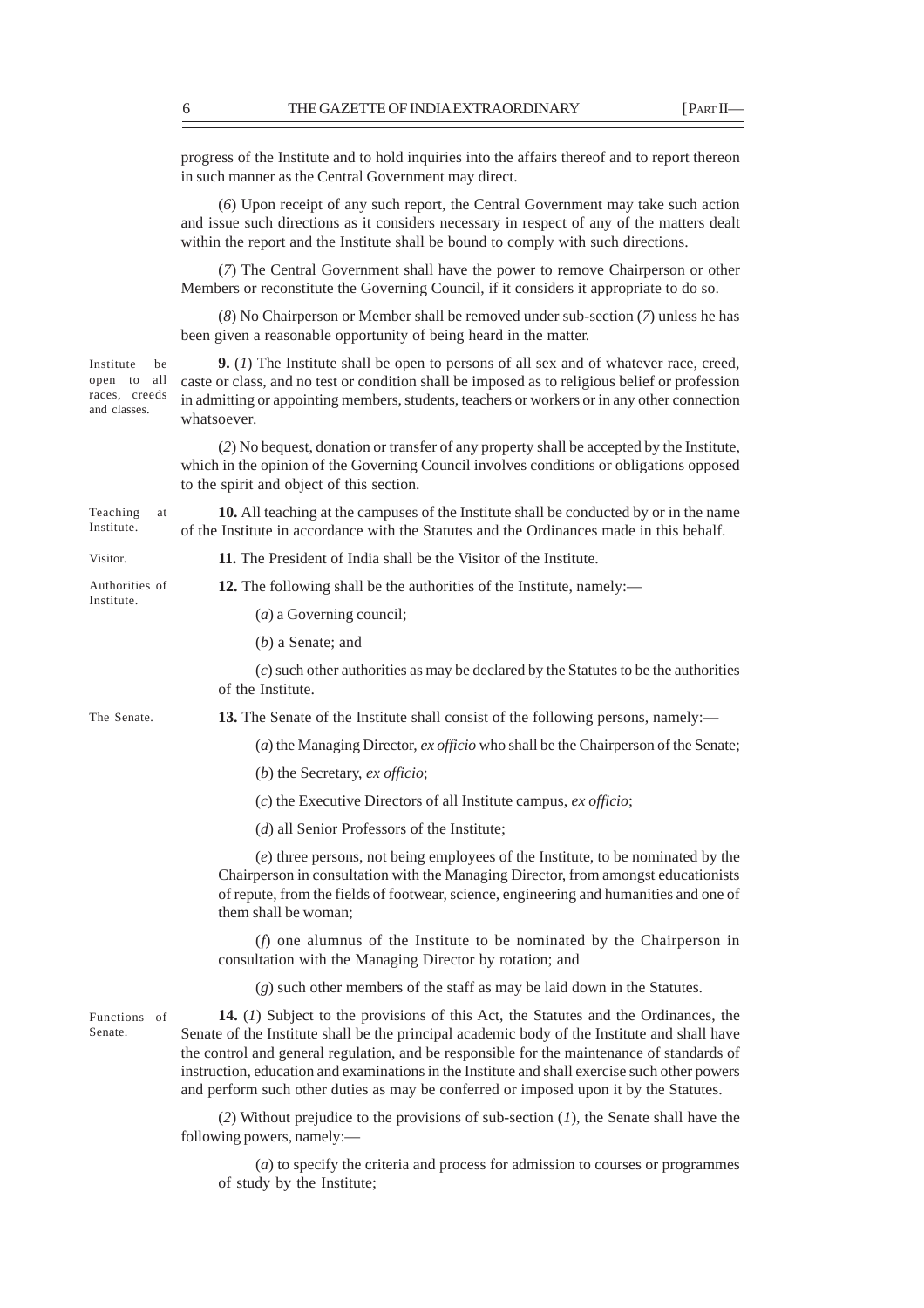progress of the Institute and to hold inquiries into the affairs thereof and to report thereon in such manner as the Central Government may direct.

(*6*) Upon receipt of any such report, the Central Government may take such action and issue such directions as it considers necessary in respect of any of the matters dealt within the report and the Institute shall be bound to comply with such directions.

(*7*) The Central Government shall have the power to remove Chairperson or other Members or reconstitute the Governing Council, if it considers it appropriate to do so.

(*8*) No Chairperson or Member shall be removed under sub-section (*7*) unless he has been given a reasonable opportunity of being heard in the matter.

Institute be open to all races, creeds and classes.

**9.** (*1*) The Institute shall be open to persons of all sex and of whatever race, creed, caste or class, and no test or condition shall be imposed as to religious belief or profession in admitting or appointing members, students, teachers or workers or in any other connection whatsoever.

(*2*) No bequest, donation or transfer of any property shall be accepted by the Institute, which in the opinion of the Governing Council involves conditions or obligations opposed to the spirit and object of this section.

Teaching at Institute.

**10.** All teaching at the campuses of the Institute shall be conducted by or in the name of the Institute in accordance with the Statutes and the Ordinances made in this behalf.

Visitor.

**11.** The President of India shall be the Visitor of the Institute.

Authorities of Institute.

**12.** The following shall be the authorities of the Institute, namely:—

(*a*) a Governing council;

(*b*) a Senate; and

(*c*) such other authorities as may be declared by the Statutes to be the authorities of the Institute.

The Senate.

**13.** The Senate of the Institute shall consist of the following persons, namely:—

(*a*) the Managing Director, *ex officio* who shall be the Chairperson of the Senate;

(*b*) the Secretary, *ex officio*;

(*c*) the Executive Directors of all Institute campus, *ex officio*;

(*d*) all Senior Professors of the Institute;

(*e*) three persons, not being employees of the Institute, to be nominated by the Chairperson in consultation with the Managing Director, from amongst educationists of repute, from the fields of footwear, science, engineering and humanities and one of them shall be woman;

(*f*) one alumnus of the Institute to be nominated by the Chairperson in consultation with the Managing Director by rotation; and

(*g*) such other members of the staff as may be laid down in the Statutes.

Functions of Senate.

**14.** (*1*) Subject to the provisions of this Act, the Statutes and the Ordinances, the Senate of the Institute shall be the principal academic body of the Institute and shall have the control and general regulation, and be responsible for the maintenance of standards of instruction, education and examinations in the Institute and shall exercise such other powers and perform such other duties as may be conferred or imposed upon it by the Statutes.

(*2*) Without prejudice to the provisions of sub-section (*1*), the Senate shall have the following powers, namely:—

(*a*) to specify the criteria and process for admission to courses or programmes of study by the Institute;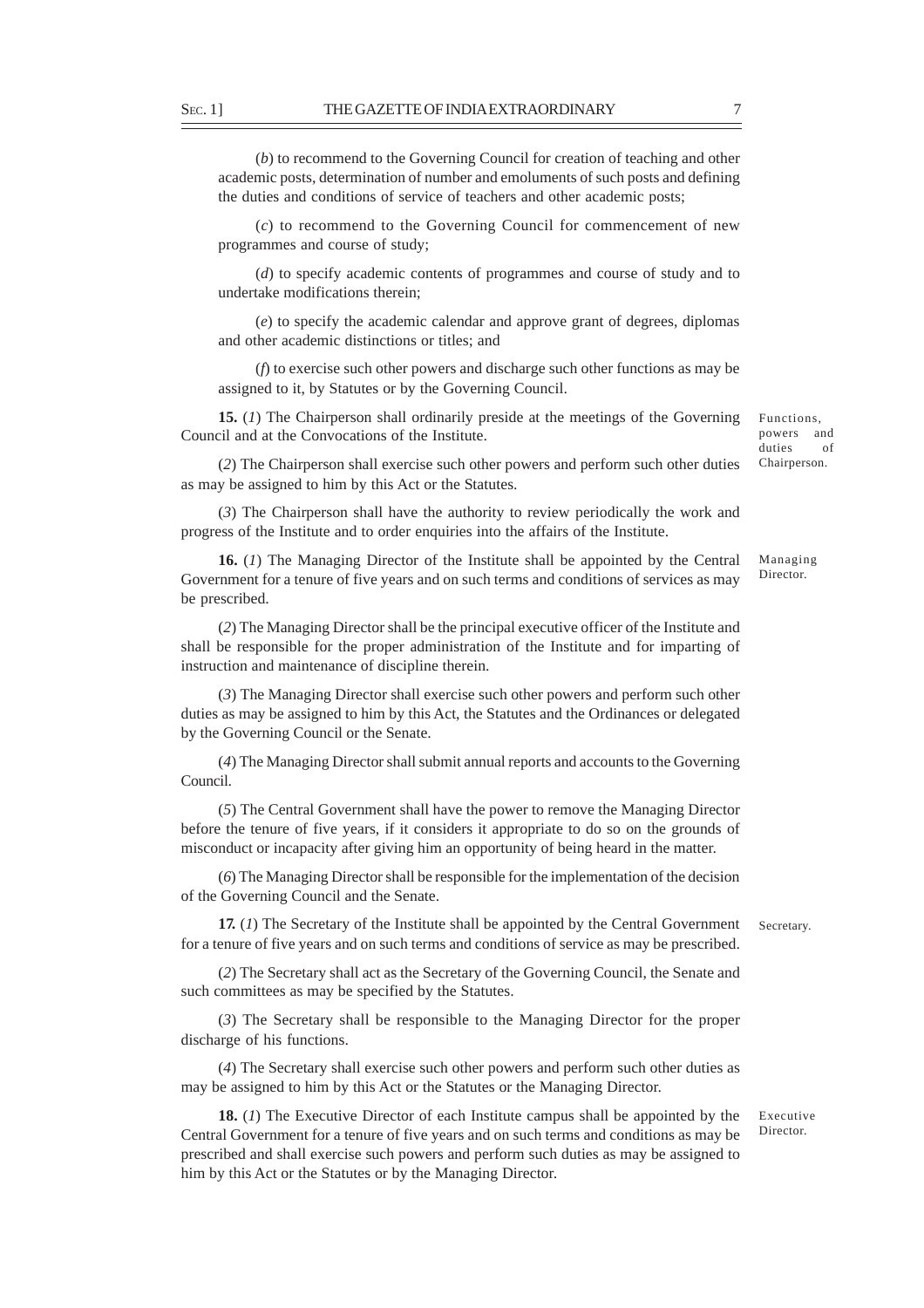(*b*) to recommend to the Governing Council for creation of teaching and other academic posts, determination of number and emoluments of such posts and defining the duties and conditions of service of teachers and other academic posts;

(*c*) to recommend to the Governing Council for commencement of new programmes and course of study;

(*d*) to specify academic contents of programmes and course of study and to undertake modifications therein;

(*e*) to specify the academic calendar and approve grant of degrees, diplomas and other academic distinctions or titles; and

(*f*) to exercise such other powers and discharge such other functions as may be assigned to it, by Statutes or by the Governing Council.

Functions, powers and duties of Chairperson.

**15.** (*1*) The Chairperson shall ordinarily preside at the meetings of the Governing Council and at the Convocations of the Institute.

(*2*) The Chairperson shall exercise such other powers and perform such other duties as may be assigned to him by this Act or the Statutes.

(*3*) The Chairperson shall have the authority to review periodically the work and progress of the Institute and to order enquiries into the affairs of the Institute.

Managing Director.

**16.** (*1*) The Managing Director of the Institute shall be appointed by the Central Government for a tenure of five years and on such terms and conditions of services as may be prescribed.

(*2*) The Managing Director shall be the principal executive officer of the Institute and shall be responsible for the proper administration of the Institute and for imparting of instruction and maintenance of discipline therein.

(*3*) The Managing Director shall exercise such other powers and perform such other duties as may be assigned to him by this Act, the Statutes and the Ordinances or delegated by the Governing Council or the Senate.

(*4*) The Managing Director shall submit annual reports and accounts to the Governing Council.

(*5*) The Central Government shall have the power to remove the Managing Director before the tenure of five years, if it considers it appropriate to do so on the grounds of misconduct or incapacity after giving him an opportunity of being heard in the matter.

(*6*) The Managing Director shall be responsible for the implementation of the decision of the Governing Council and the Senate.

Secretary.

**17.** (*1*) The Secretary of the Institute shall be appointed by the Central Government for a tenure of five years and on such terms and conditions of service as may be prescribed.

(*2*) The Secretary shall act as the Secretary of the Governing Council, the Senate and such committees as may be specified by the Statutes.

(*3*) The Secretary shall be responsible to the Managing Director for the proper discharge of his functions.

(*4*) The Secretary shall exercise such other powers and perform such other duties as may be assigned to him by this Act or the Statutes or the Managing Director.

Executive Director.

**18.** (*1*) The Executive Director of each Institute campus shall be appointed by the Central Government for a tenure of five years and on such terms and conditions as may be prescribed and shall exercise such powers and perform such duties as may be assigned to him by this Act or the Statutes or by the Managing Director.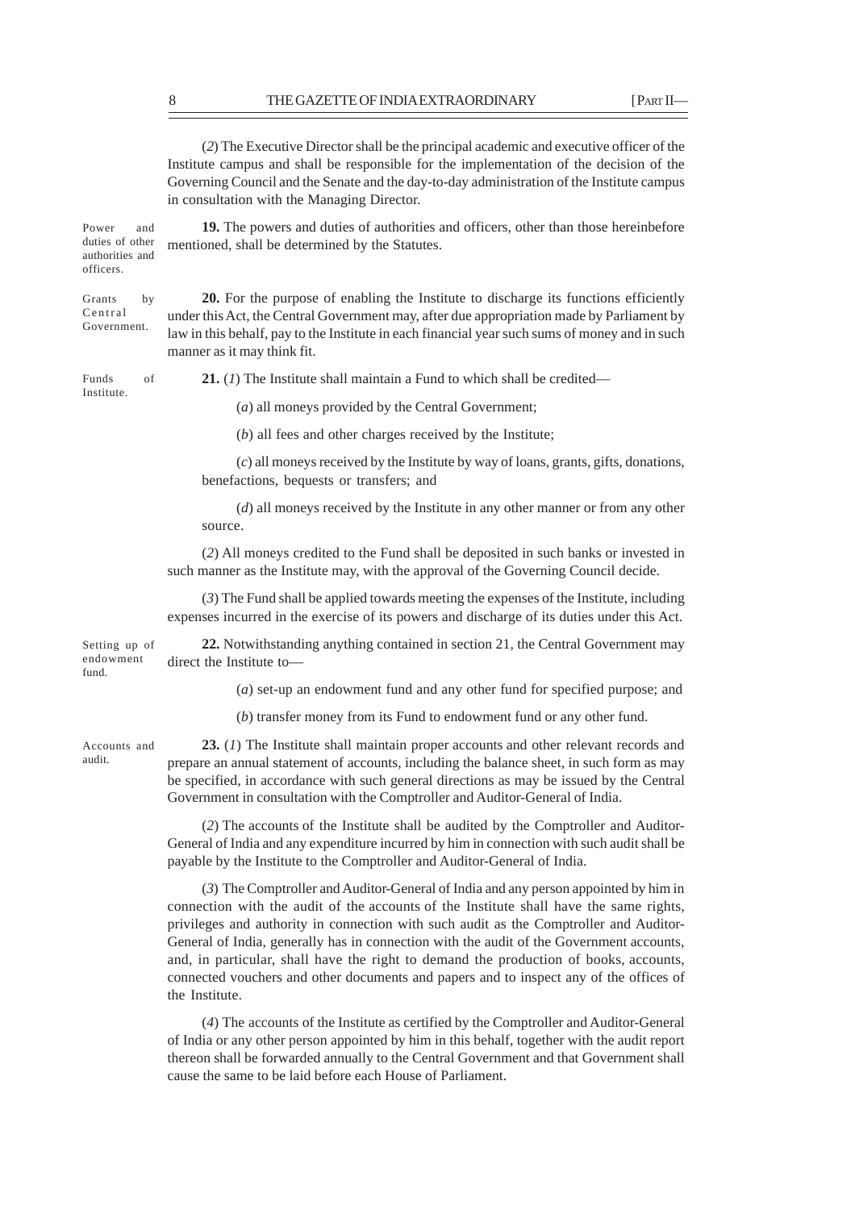(*2*) The Executive Director shall be the principal academic and executive officer of the Institute campus and shall be responsible for the implementation of the decision of the Governing Council and the Senate and the day-to-day administration of the Institute campus in consultation with the Managing Director.

Power and duties of other authorities and officers.

**19.** The powers and duties of authorities and officers, other than those hereinbefore mentioned, shall be determined by the Statutes.

Grants by Central Government.

**20.** For the purpose of enabling the Institute to discharge its functions efficiently under this Act, the Central Government may, after due appropriation made by Parliament by law in this behalf, pay to the Institute in each financial year such sums of money and in such manner as it may think fit.

Funds of Institute.

**21.** (*1*) The Institute shall maintain a Fund to which shall be credited—

(*a*) all moneys provided by the Central Government;

(*b*) all fees and other charges received by the Institute;

(*c*) all moneys received by the Institute by way of loans, grants, gifts, donations, benefactions, bequests or transfers; and

(*d*) all moneys received by the Institute in any other manner or from any other source.

(*2*) All moneys credited to the Fund shall be deposited in such banks or invested in such manner as the Institute may, with the approval of the Governing Council decide.

(*3*) The Fund shall be applied towards meeting the expenses of the Institute, including expenses incurred in the exercise of its powers and discharge of its duties under this Act.

Setting up of endowment fund.

**22.** Notwithstanding anything contained in section 21, the Central Government may direct the Institute to—

(*a*) set-up an endowment fund and any other fund for specified purpose; and

(*b*) transfer money from its Fund to endowment fund or any other fund.

Accounts and audit.

**23.** (*1*) The Institute shall maintain proper accounts and other relevant records and prepare an annual statement of accounts, including the balance sheet, in such form as may be specified, in accordance with such general directions as may be issued by the Central Government in consultation with the Comptroller and Auditor-General of India.

(*2*) The accounts of the Institute shall be audited by the Comptroller and Auditor-General of India and any expenditure incurred by him in connection with such audit shall be payable by the Institute to the Comptroller and Auditor-General of India.

(*3*) The Comptroller and Auditor-General of India and any person appointed by him in connection with the audit of the accounts of the Institute shall have the same rights, privileges and authority in connection with such audit as the Comptroller and Auditor-General of India, generally has in connection with the audit of the Government accounts, and, in particular, shall have the right to demand the production of books, accounts, connected vouchers and other documents and papers and to inspect any of the offices of the Institute.

(*4*) The accounts of the Institute as certified by the Comptroller and Auditor-General of India or any other person appointed by him in this behalf, together with the audit report thereon shall be forwarded annually to the Central Government and that Government shall cause the same to be laid before each House of Parliament.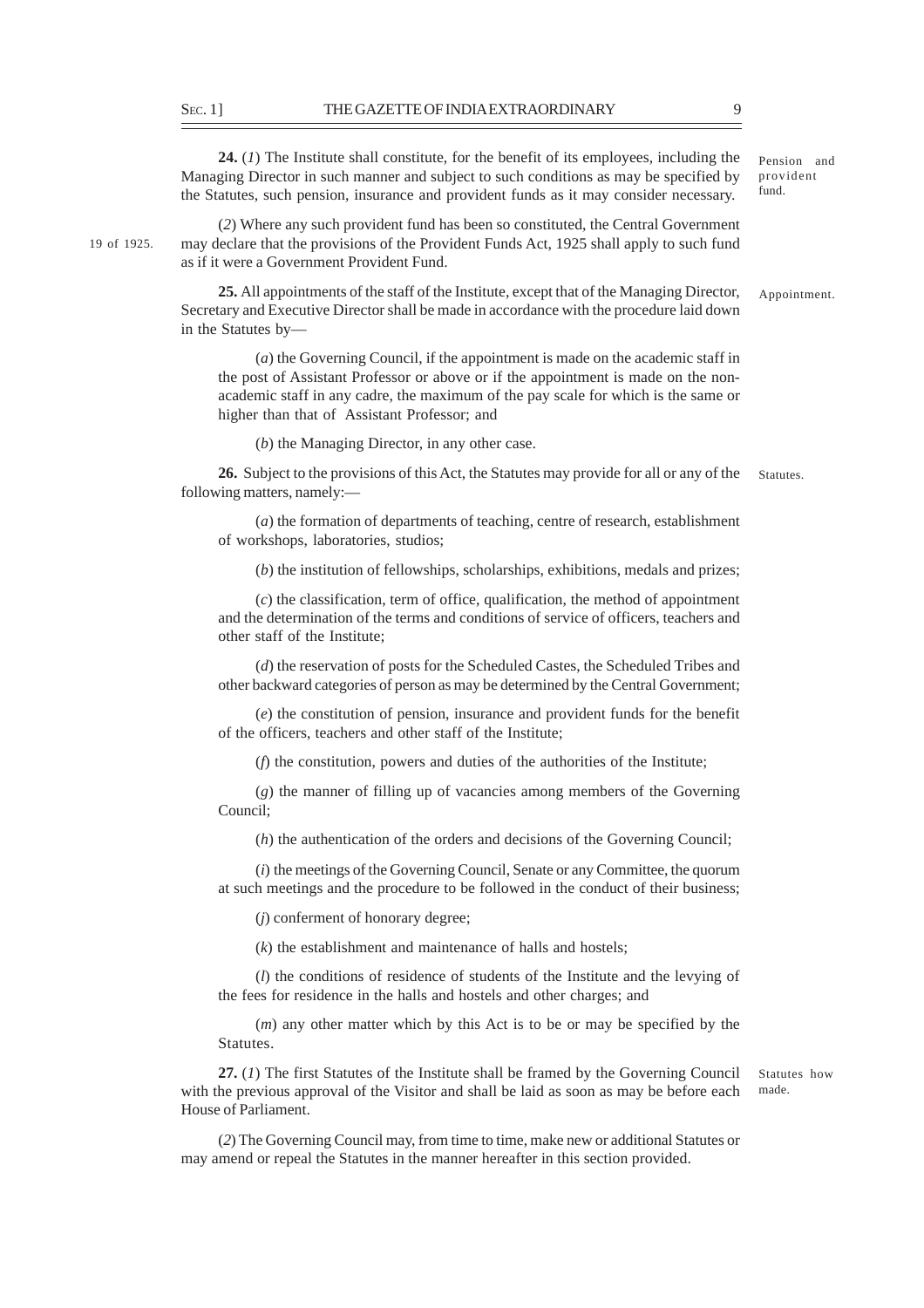**24.** (*1*) The Institute shall constitute, for the benefit of its employees, including the Managing Director in such manner and subject to such conditions as may be specified by the Statutes, such pension, insurance and provident funds as it may consider necessary.

Pension and provident fund.

(*2*) Where any such provident fund has been so constituted, the Central Government may declare that the provisions of the Provident Funds Act, 1925 shall apply to such fund as if it were a Government Provident Fund.

19 of 1925.

**25.** All appointments of the staff of the Institute, except that of the Managing Director, Secretary and Executive Director shall be made in accordance with the procedure laid down in the Statutes by—

Appointment.

(*a*) the Governing Council, if the appointment is made on the academic staff in the post of Assistant Professor or above or if the appointment is made on the non-academic staff in any cadre, the maximum of the pay scale for which is the same or higher than that of Assistant Professor; and

(*b*) the Managing Director, in any other case.

**26.** Subject to the provisions of this Act, the Statutes may provide for all or any of the following matters, namely:—

Statutes.

(*a*) the formation of departments of teaching, centre of research, establishment of workshops, laboratories, studios;

(*b*) the institution of fellowships, scholarships, exhibitions, medals and prizes;

(*c*) the classification, term of office, qualification, the method of appointment and the determination of the terms and conditions of service of officers, teachers and other staff of the Institute;

(*d*) the reservation of posts for the Scheduled Castes, the Scheduled Tribes and other backward categories of person as may be determined by the Central Government;

(*e*) the constitution of pension, insurance and provident funds for the benefit of the officers, teachers and other staff of the Institute;

(*f*) the constitution, powers and duties of the authorities of the Institute;

(*g*) the manner of filling up of vacancies among members of the Governing Council;

(*h*) the authentication of the orders and decisions of the Governing Council;

(*i*) the meetings of the Governing Council, Senate or any Committee, the quorum at such meetings and the procedure to be followed in the conduct of their business;

(*j*) conferment of honorary degree;

(*k*) the establishment and maintenance of halls and hostels;

(*l*) the conditions of residence of students of the Institute and the levying of the fees for residence in the halls and hostels and other charges; and

(*m*) any other matter which by this Act is to be or may be specified by the Statutes.

**27.** (*1*) The first Statutes of the Institute shall be framed by the Governing Council with the previous approval of the Visitor and shall be laid as soon as may be before each House of Parliament.

Statutes how made.

(*2*) The Governing Council may, from time to time, make new or additional Statutes or may amend or repeal the Statutes in the manner hereafter in this section provided.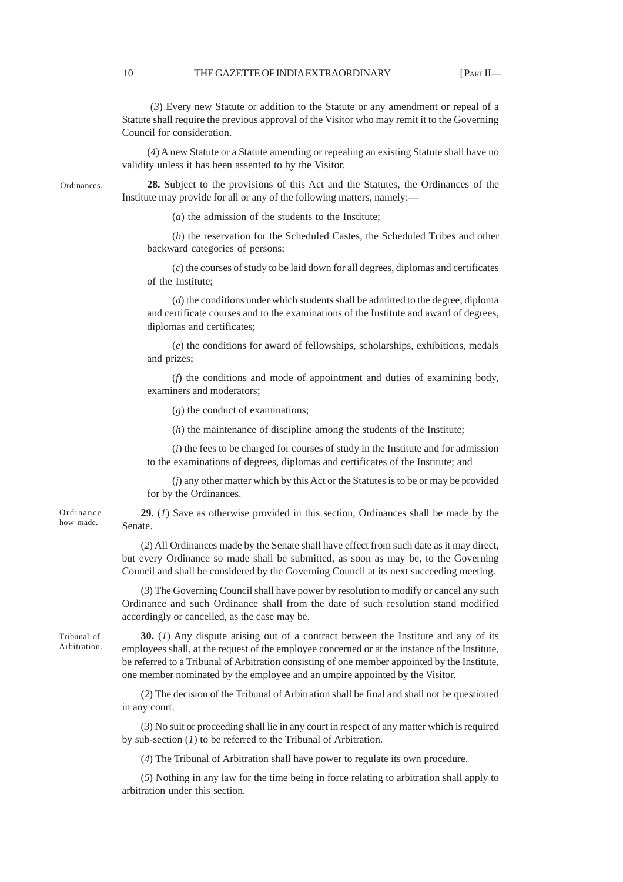(*3*) Every new Statute or addition to the Statute or any amendment or repeal of a Statute shall require the previous approval of the Visitor who may remit it to the Governing Council for consideration.

(*4*) A new Statute or a Statute amending or repealing an existing Statute shall have no validity unless it has been assented to by the Visitor.

Ordinances.

**28.** Subject to the provisions of this Act and the Statutes, the Ordinances of the Institute may provide for all or any of the following matters, namely:—

(*a*) the admission of the students to the Institute;

(*b*) the reservation for the Scheduled Castes, the Scheduled Tribes and other backward categories of persons;

(*c*) the courses of study to be laid down for all degrees, diplomas and certificates of the Institute;

(*d*) the conditions under which students shall be admitted to the degree, diploma and certificate courses and to the examinations of the Institute and award of degrees, diplomas and certificates;

(*e*) the conditions for award of fellowships, scholarships, exhibitions, medals and prizes;

(*f*) the conditions and mode of appointment and duties of examining body, examiners and moderators;

(*g*) the conduct of examinations;

(*h*) the maintenance of discipline among the students of the Institute;

(*i*) the fees to be charged for courses of study in the Institute and for admission to the examinations of degrees, diplomas and certificates of the Institute; and

(*j*) any other matter which by this Act or the Statutes is to be or may be provided for by the Ordinances.

Ordinance how made.

**29.** (*1*) Save as otherwise provided in this section, Ordinances shall be made by the Senate.

(*2*) All Ordinances made by the Senate shall have effect from such date as it may direct, but every Ordinance so made shall be submitted, as soon as may be, to the Governing Council and shall be considered by the Governing Council at its next succeeding meeting.

(*3*) The Governing Council shall have power by resolution to modify or cancel any such Ordinance and such Ordinance shall from the date of such resolution stand modified accordingly or cancelled, as the case may be.

Tribunal of Arbitration.

**30.** (*1*) Any dispute arising out of a contract between the Institute and any of its employees shall, at the request of the employee concerned or at the instance of the Institute, be referred to a Tribunal of Arbitration consisting of one member appointed by the Institute, one member nominated by the employee and an umpire appointed by the Visitor.

(*2*) The decision of the Tribunal of Arbitration shall be final and shall not be questioned in any court.

(*3*) No suit or proceeding shall lie in any court in respect of any matter which is required by sub-section (*1*) to be referred to the Tribunal of Arbitration.

(*4*) The Tribunal of Arbitration shall have power to regulate its own procedure.

(*5*) Nothing in any law for the time being in force relating to arbitration shall apply to arbitration under this section.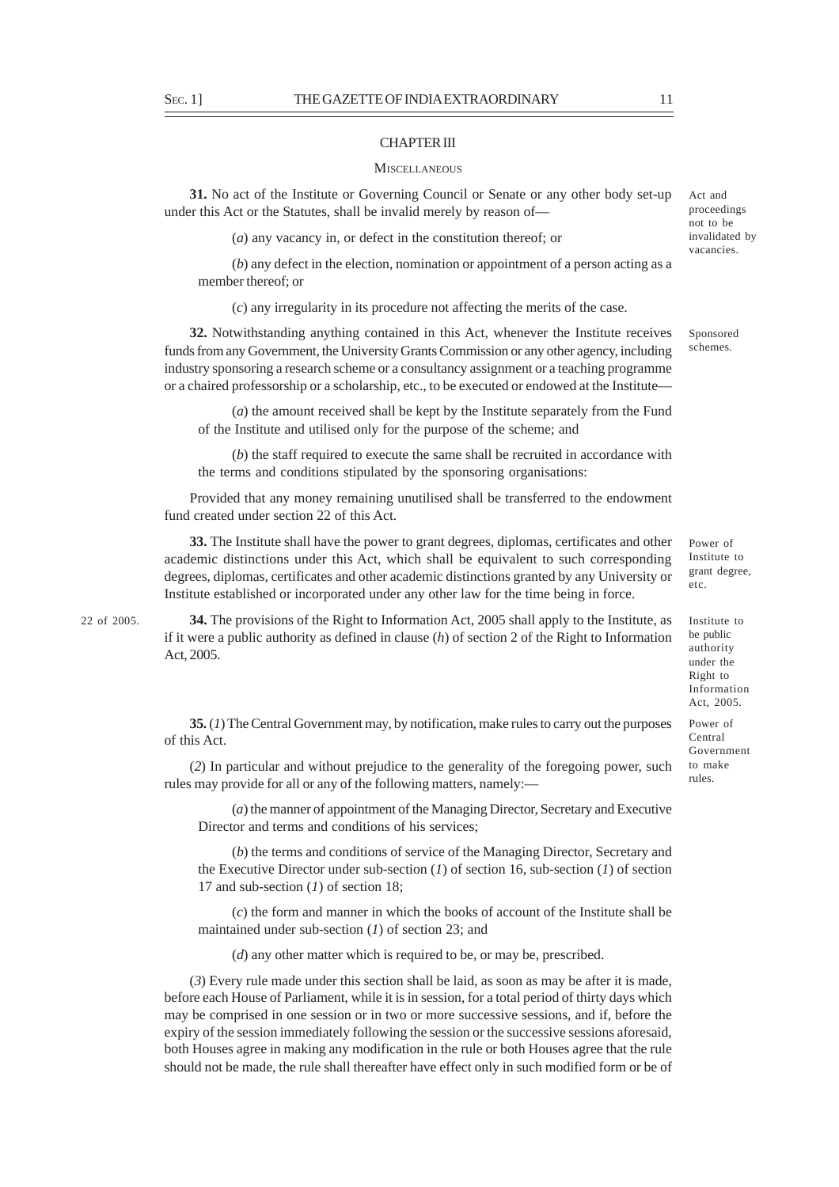## CHAPTER III

### Miscellaneous

Act and proceedings not to be invalidated by vacancies.

**31.** No act of the Institute or Governing Council or Senate or any other body set-up under this Act or the Statutes, shall be invalid merely by reason of—

(*a*) any vacancy in, or defect in the constitution thereof; or

(*b*) any defect in the election, nomination or appointment of a person acting as a member thereof; or

(*c*) any irregularity in its procedure not affecting the merits of the case.

Sponsored schemes.

**32.** Notwithstanding anything contained in this Act, whenever the Institute receives funds from any Government, the University Grants Commission or any other agency, including industry sponsoring a research scheme or a consultancy assignment or a teaching programme or a chaired professorship or a scholarship, etc., to be executed or endowed at the Institute—

(*a*) the amount received shall be kept by the Institute separately from the Fund of the Institute and utilised only for the purpose of the scheme; and

(*b*) the staff required to execute the same shall be recruited in accordance with the terms and conditions stipulated by the sponsoring organisations:

Provided that any money remaining unutilised shall be transferred to the endowment fund created under section 22 of this Act.

Power of Institute to grant degree, etc.

**33.** The Institute shall have the power to grant degrees, diplomas, certificates and other academic distinctions under this Act, which shall be equivalent to such corresponding degrees, diplomas, certificates and other academic distinctions granted by any University or Institute established or incorporated under any other law for the time being in force.

Institute to be public authority under the Right to Information Act, 2005.

22 of 2005.

**34.** The provisions of the Right to Information Act, 2005 shall apply to the Institute, as if it were a public authority as defined in clause (*h*) of section 2 of the Right to Information Act, 2005.

Power of Central Government to make rules.

**35.** (*1*) The Central Government may, by notification, make rules to carry out the purposes of this Act.

(*2*) In particular and without prejudice to the generality of the foregoing power, such rules may provide for all or any of the following matters, namely:—

(*a*) the manner of appointment of the Managing Director, Secretary and Executive Director and terms and conditions of his services;

(*b*) the terms and conditions of service of the Managing Director, Secretary and the Executive Director under sub-section (*1*) of section 16, sub-section (*1*) of section 17 and sub-section (*1*) of section 18;

(*c*) the form and manner in which the books of account of the Institute shall be maintained under sub-section (*1*) of section 23; and

(*d*) any other matter which is required to be, or may be, prescribed.

(*3*) Every rule made under this section shall be laid, as soon as may be after it is made, before each House of Parliament, while it is in session, for a total period of thirty days which may be comprised in one session or in two or more successive sessions, and if, before the expiry of the session immediately following the session or the successive sessions aforesaid, both Houses agree in making any modification in the rule or both Houses agree that the rule should not be made, the rule shall thereafter have effect only in such modified form or be of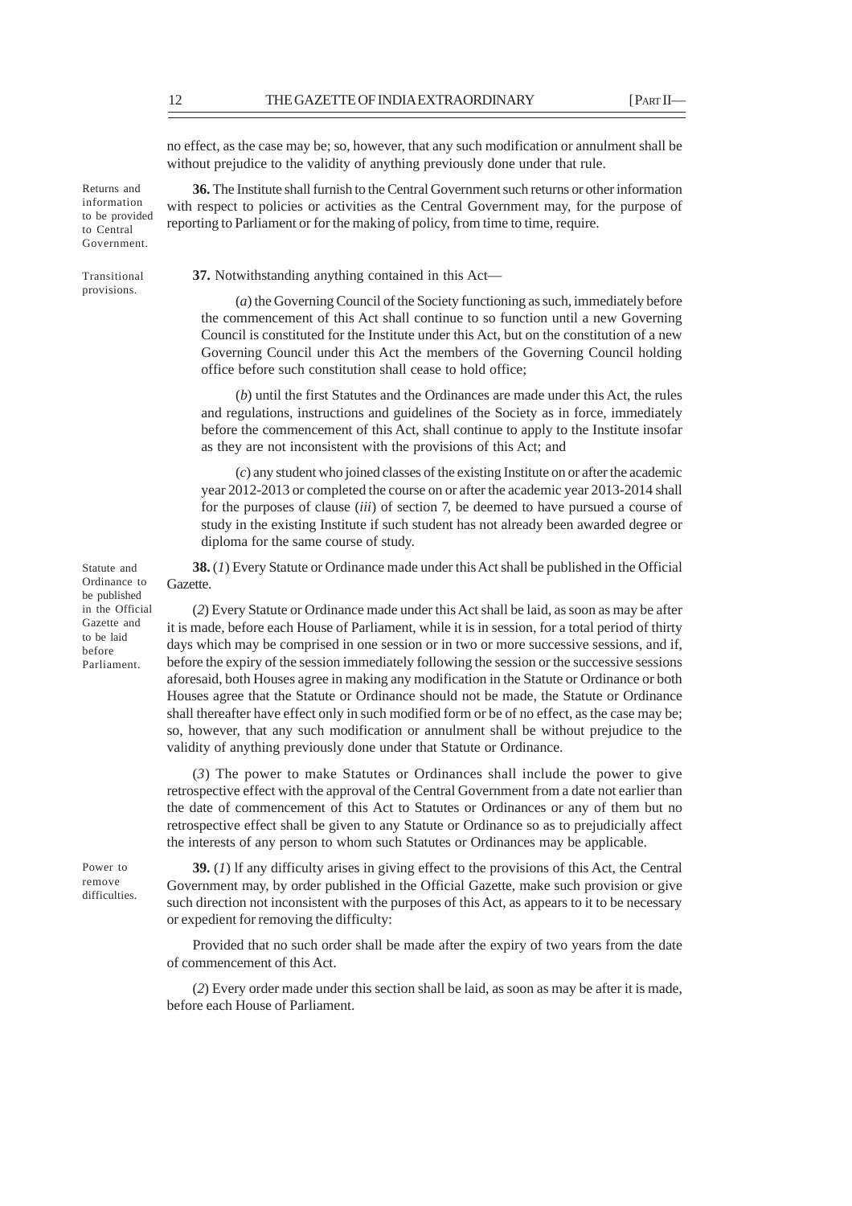no effect, as the case may be; so, however, that any such modification or annulment shall be without prejudice to the validity of anything previously done under that rule.

Returns and information to be provided to Central Government.

**36.** The Institute shall furnish to the Central Government such returns or other information with respect to policies or activities as the Central Government may, for the purpose of reporting to Parliament or for the making of policy, from time to time, require.

Transitional provisions.

**37.** Notwithstanding anything contained in this Act—

(*a*) the Governing Council of the Society functioning as such, immediately before the commencement of this Act shall continue to so function until a new Governing Council is constituted for the Institute under this Act, but on the constitution of a new Governing Council under this Act the members of the Governing Council holding office before such constitution shall cease to hold office;

(*b*) until the first Statutes and the Ordinances are made under this Act, the rules and regulations, instructions and guidelines of the Society as in force, immediately before the commencement of this Act, shall continue to apply to the Institute insofar as they are not inconsistent with the provisions of this Act; and

(*c*) any student who joined classes of the existing Institute on or after the academic year 2012-2013 or completed the course on or after the academic year 2013-2014 shall for the purposes of clause (*iii*) of section 7, be deemed to have pursued a course of study in the existing Institute if such student has not already been awarded degree or diploma for the same course of study.

Statute and Ordinance to be published in the Official Gazette and to be laid before Parliament.

**38.** (*1*) Every Statute or Ordinance made under this Act shall be published in the Official Gazette.

(*2*) Every Statute or Ordinance made under this Act shall be laid, as soon as may be after it is made, before each House of Parliament, while it is in session, for a total period of thirty days which may be comprised in one session or in two or more successive sessions, and if, before the expiry of the session immediately following the session or the successive sessions aforesaid, both Houses agree in making any modification in the Statute or Ordinance or both Houses agree that the Statute or Ordinance should not be made, the Statute or Ordinance shall thereafter have effect only in such modified form or be of no effect, as the case may be; so, however, that any such modification or annulment shall be without prejudice to the validity of anything previously done under that Statute or Ordinance.

(*3*) The power to make Statutes or Ordinances shall include the power to give retrospective effect with the approval of the Central Government from a date not earlier than the date of commencement of this Act to Statutes or Ordinances or any of them but no retrospective effect shall be given to any Statute or Ordinance so as to prejudicially affect the interests of any person to whom such Statutes or Ordinances may be applicable.

Power to remove difficulties.

**39.** (*1*) If any difficulty arises in giving effect to the provisions of this Act, the Central Government may, by order published in the Official Gazette, make such provision or give such direction not inconsistent with the purposes of this Act, as appears to it to be necessary or expedient for removing the difficulty:

Provided that no such order shall be made after the expiry of two years from the date of commencement of this Act.

(*2*) Every order made under this section shall be laid, as soon as may be after it is made, before each House of Parliament.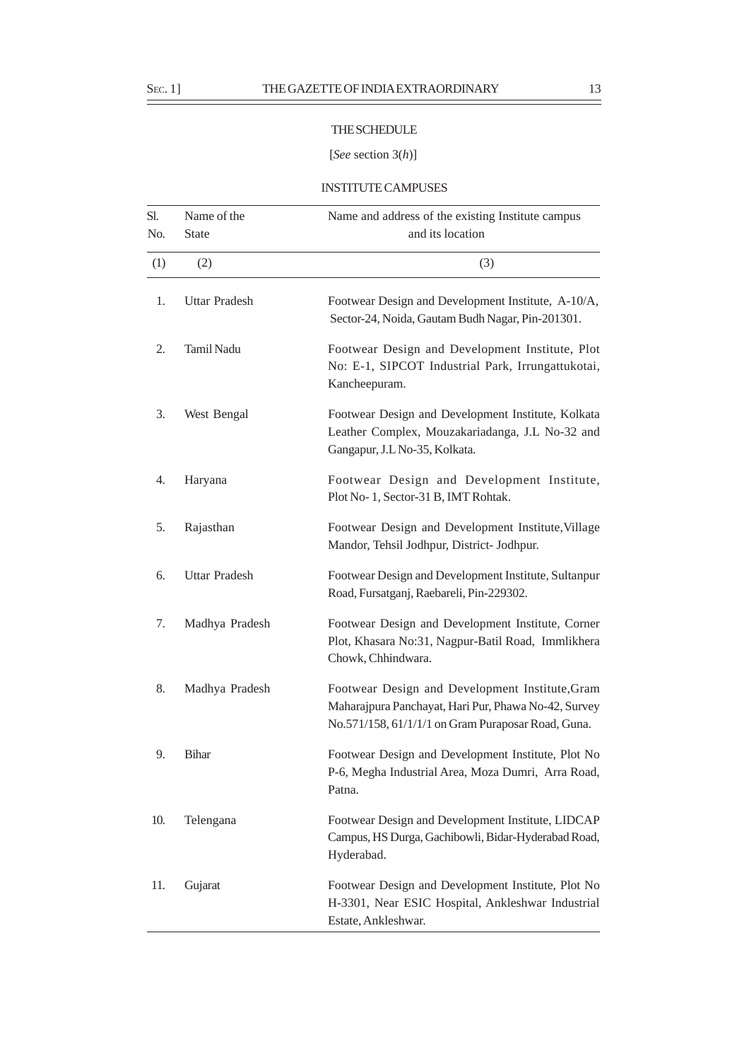THE SCHEDULE

[*See* section 3(*h*)]

INSTITUTE CAMPUSES

| Sl. No. | Name of the State | Name and address of the existing Institute campus and its location |
|---|---|---|
| (1) | (2) | (3) |
| 1. | Uttar Pradesh | Footwear Design and Development Institute, A-10/A, Sector-24, Noida, Gautam Budh Nagar, Pin-201301. |
| 2. | Tamil Nadu | Footwear Design and Development Institute, Plot No: E-1, SIPCOT Industrial Park, Irrungattukotai, Kancheepuram. |
| 3. | West Bengal | Footwear Design and Development Institute, Kolkata Leather Complex, Mouzakariadanga, J.L No-32 and Gangapur, J.L No-35, Kolkata. |
| 4. | Haryana | Footwear Design and Development Institute, Plot No- 1, Sector-31 B, IMT Rohtak. |
| 5. | Rajasthan | Footwear Design and Development Institute,Village Mandor, Tehsil Jodhpur, District- Jodhpur. |
| 6. | Uttar Pradesh | Footwear Design and Development Institute, Sultanpur Road, Fursatganj, Raebareli, Pin-229302. |
| 7. | Madhya Pradesh | Footwear Design and Development Institute, Corner Plot, Khasara No:31, Nagpur-Batil Road, Immlikhera Chowk, Chhindwara. |
| 8. | Madhya Pradesh | Footwear Design and Development Institute,Gram Maharajpura Panchayat, Hari Pur, Phawa No-42, Survey No.571/158, 61/1/1/1 on Gram Puraposar Road, Guna. |
| 9. | Bihar | Footwear Design and Development Institute, Plot No P-6, Megha Industrial Area, Moza Dumri, Arra Road, Patna. |
| 10. | Telengana | Footwear Design and Development Institute, LIDCAP Campus, HS Durga, Gachibowli, Bidar-Hyderabad Road, Hyderabad. |
| 11. | Gujarat | Footwear Design and Development Institute, Plot No H-3301, Near ESIC Hospital, Ankleshwar Industrial Estate, Ankleshwar. |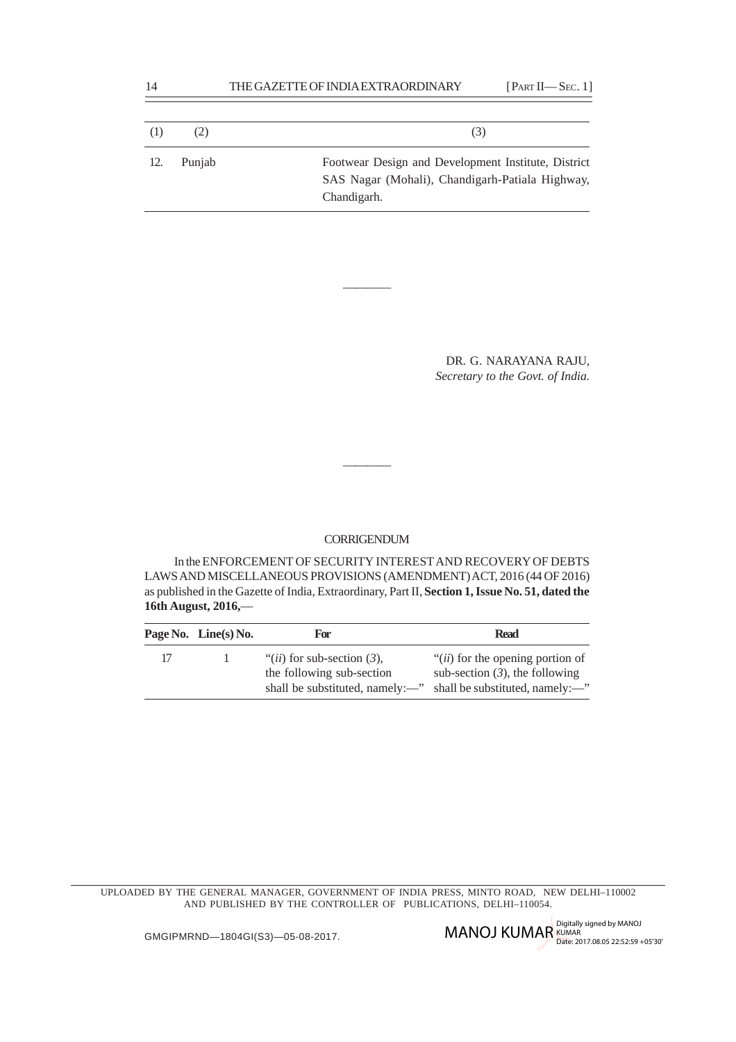| (1) | (2) | (3) |
|---|---|---|
| 12. | Punjab | Footwear Design and Development Institute, District SAS Nagar (Mohali), Chandigarh-Patiala Highway, Chandigarh. |

————

DR. G. NARAYANA RAJU,
*Secretary to the Govt. of India.*

————

## CORRIGENDUM

In the ENFORCEMENT OF SECURITY INTEREST AND RECOVERY OF DEBTS LAWS AND MISCELLANEOUS PROVISIONS (AMENDMENT) ACT, 2016 (44 OF 2016) as published in the Gazette of India, Extraordinary, Part II, **Section 1, Issue No. 51, dated the 16th August, 2016,**—

| Page No. | Line(s) No. | For | Read |
|---|---|---|---|
| 17 | 1 | "(*ii*) for sub-section (*3*), the following sub-section shall be substituted, namely:—" | "(*ii*) for the opening portion of sub-section (*3*), the following shall be substituted, namely:—" |

UPLOADED BY THE GENERAL MANAGER, GOVERNMENT OF INDIA PRESS, MINTO ROAD, NEW DELHI–110002 AND PUBLISHED BY THE CONTROLLER OF PUBLICATIONS, DELHI–110054.

GMGIPMRND—1804GI(S3)—05-08-2017.

MANOJ KUMAR Digitally signed by MANOJ KUMAR Date: 2017.08.05 22:52:59 +05'30'